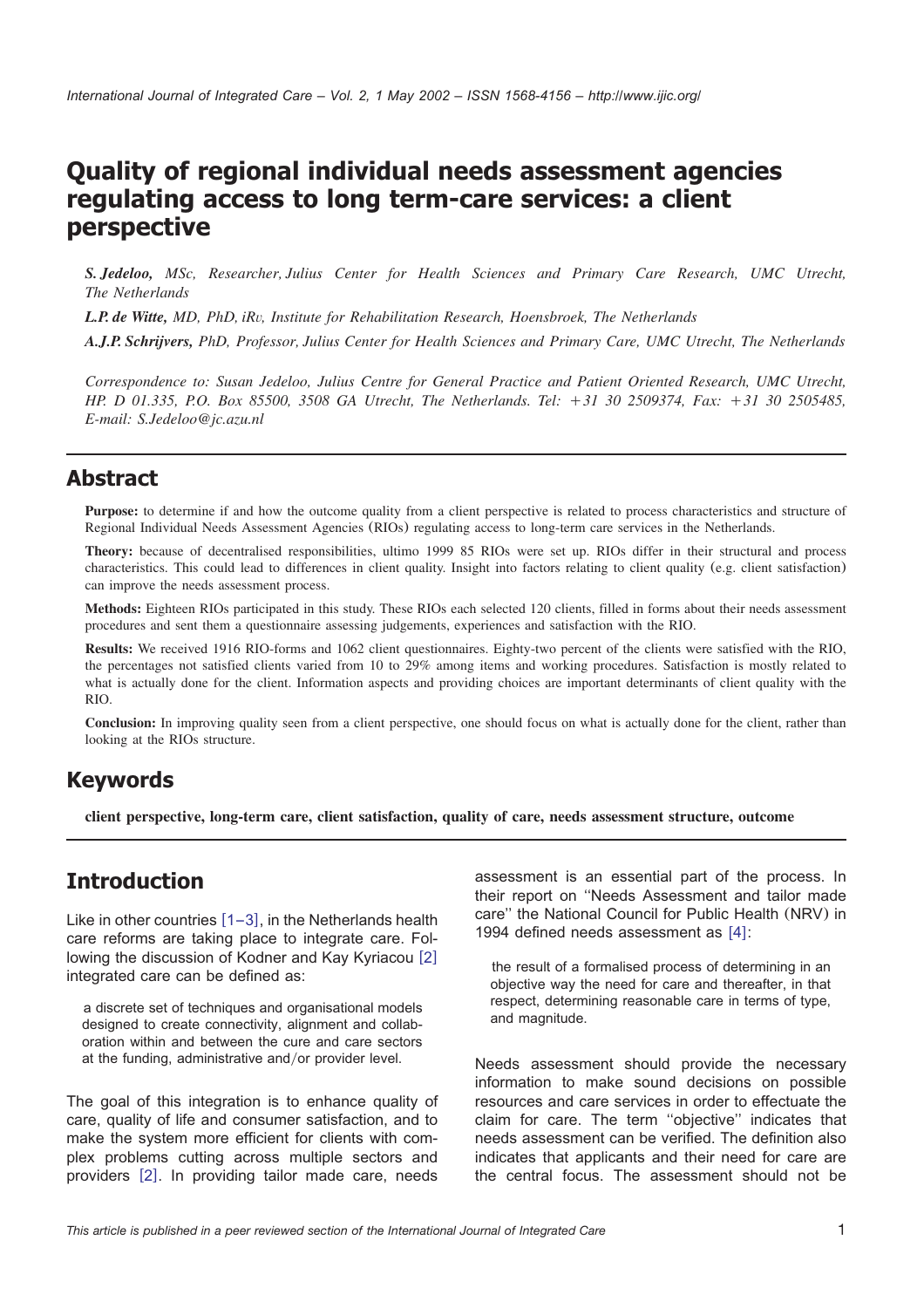# Quality of regional individual needs assessment agencies regulating access to long term-care services: a client perspective

***S. Jedeloo,*** *MSc, Researcher, Julius Center for Health Sciences and Primary Care Research, UMC Utrecht, The Netherlands*

***L.P. de Witte,*** *MD, PhD, iRv, Institute for Rehabilitation Research, Hoensbroek, The Netherlands*

***A.J.P. Schrijvers,*** *PhD, Professor, Julius Center for Health Sciences and Primary Care, UMC Utrecht, The Netherlands*

*Correspondence to: Susan Jedeloo, Julius Centre for General Practice and Patient Oriented Research, UMC Utrecht, HP. D 01.335, P.O. Box 85500, 3508 GA Utrecht, The Netherlands. Tel: +31 30 2509374, Fax: +31 30 2505485, E-mail: S.Jedeloo@jc.azu.nl*

## Abstract

**Purpose:** to determine if and how the outcome quality from a client perspective is related to process characteristics and structure of Regional Individual Needs Assessment Agencies (RIOs) regulating access to long-term care services in the Netherlands.

**Theory:** because of decentralised responsibilities, ultimo 1999 85 RIOs were set up. RIOs differ in their structural and process characteristics. This could lead to differences in client quality. Insight into factors relating to client quality (e.g. client satisfaction) can improve the needs assessment process.

**Methods:** Eighteen RIOs participated in this study. These RIOs each selected 120 clients, filled in forms about their needs assessment procedures and sent them a questionnaire assessing judgements, experiences and satisfaction with the RIO.

**Results:** We received 1916 RIO-forms and 1062 client questionnaires. Eighty-two percent of the clients were satisfied with the RIO, the percentages not satisfied clients varied from 10 to 29% among items and working procedures. Satisfaction is mostly related to what is actually done for the client. Information aspects and providing choices are important determinants of client quality with the RIO.

**Conclusion:** In improving quality seen from a client perspective, one should focus on what is actually done for the client, rather than looking at the RIOs structure.

## Keywords

**client perspective, long-term care, client satisfaction, quality of care, needs assessment structure, outcome**

## Introduction

Like in other countries [1–3], in the Netherlands health care reforms are taking place to integrate care. Following the discussion of Kodner and Kay Kyriacou [2] integrated care can be defined as:

> a discrete set of techniques and organisational models designed to create connectivity, alignment and collaboration within and between the cure and care sectors at the funding, administrative and/or provider level.

The goal of this integration is to enhance quality of care, quality of life and consumer satisfaction, and to make the system more efficient for clients with complex problems cutting across multiple sectors and providers [2]. In providing tailor made care, needs assessment is an essential part of the process. In their report on ''Needs Assessment and tailor made care'' the National Council for Public Health (NRV) in 1994 defined needs assessment as [4]:

> the result of a formalised process of determining in an objective way the need for care and thereafter, in that respect, determining reasonable care in terms of type, and magnitude.

Needs assessment should provide the necessary information to make sound decisions on possible resources and care services in order to effectuate the claim for care. The term ''objective'' indicates that needs assessment can be verified. The definition also indicates that applicants and their need for care are the central focus. The assessment should not be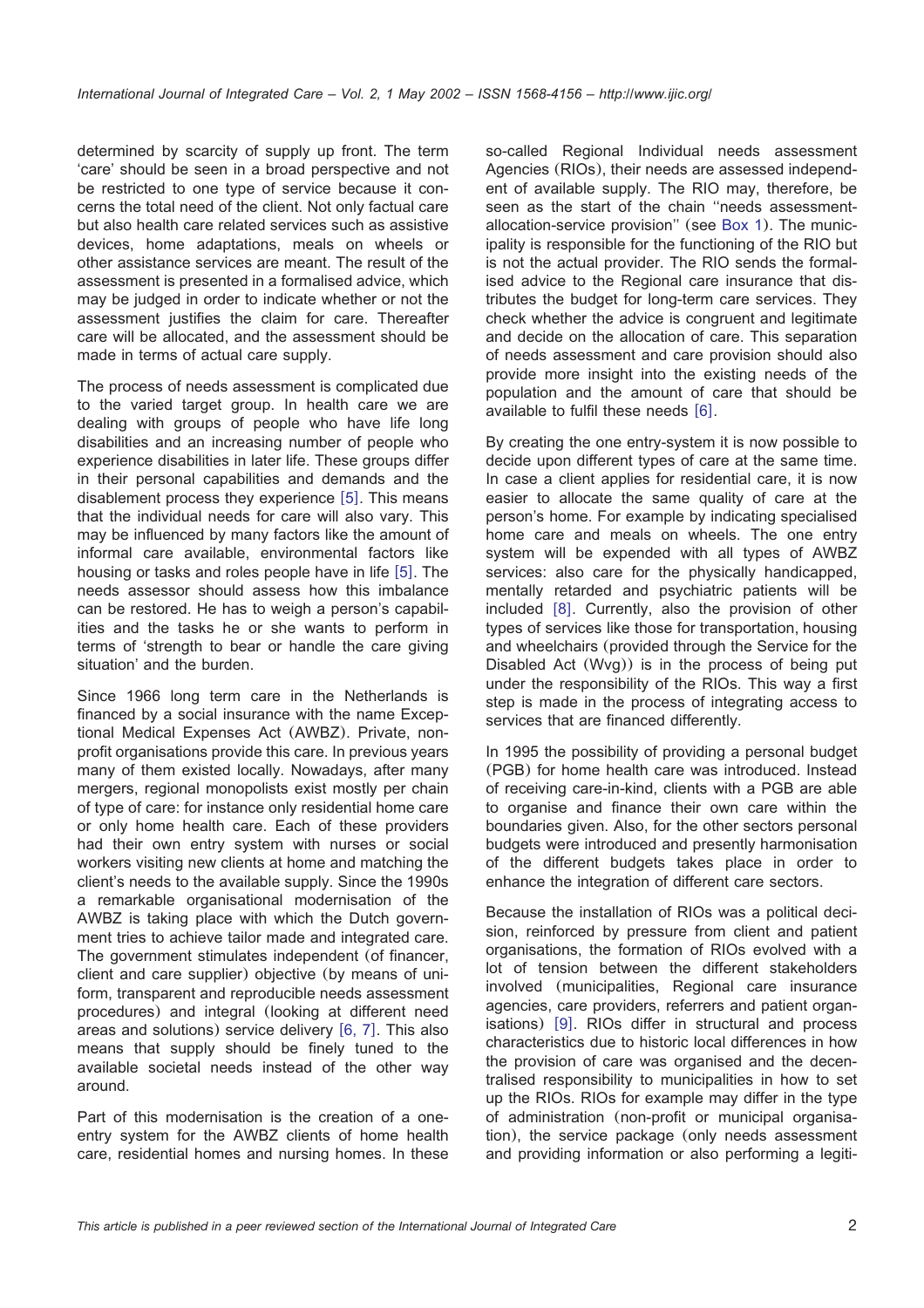determined by scarcity of supply up front. The term 'care' should be seen in a broad perspective and not be restricted to one type of service because it concerns the total need of the client. Not only factual care but also health care related services such as assistive devices, home adaptations, meals on wheels or other assistance services are meant. The result of the assessment is presented in a formalised advice, which may be judged in order to indicate whether or not the assessment justifies the claim for care. Thereafter care will be allocated, and the assessment should be made in terms of actual care supply.

The process of needs assessment is complicated due to the varied target group. In health care we are dealing with groups of people who have life long disabilities and an increasing number of people who experience disabilities in later life. These groups differ in their personal capabilities and demands and the disablement process they experience [5]. This means that the individual needs for care will also vary. This may be influenced by many factors like the amount of informal care available, environmental factors like housing or tasks and roles people have in life [5]. The needs assessor should assess how this imbalance can be restored. He has to weigh a person's capabilities and the tasks he or she wants to perform in terms of 'strength to bear or handle the care giving situation' and the burden.

Since 1966 long term care in the Netherlands is financed by a social insurance with the name Exceptional Medical Expenses Act (AWBZ). Private, non-profit organisations provide this care. In previous years many of them existed locally. Nowadays, after many mergers, regional monopolists exist mostly per chain of type of care: for instance only residential home care or only home health care. Each of these providers had their own entry system with nurses or social workers visiting new clients at home and matching the client's needs to the available supply. Since the 1990s a remarkable organisational modernisation of the AWBZ is taking place with which the Dutch government tries to achieve tailor made and integrated care. The government stimulates independent (of financer, client and care supplier) objective (by means of uniform, transparent and reproducible needs assessment procedures) and integral (looking at different need areas and solutions) service delivery [6, 7]. This also means that supply should be finely tuned to the available societal needs instead of the other way around.

Part of this modernisation is the creation of a one-entry system for the AWBZ clients of home health care, residential homes and nursing homes. In these so-called Regional Individual needs assessment Agencies (RIOs), their needs are assessed independent of available supply. The RIO may, therefore, be seen as the start of the chain ''needs assessment-allocation-service provision'' (see Box 1). The municipality is responsible for the functioning of the RIO but is not the actual provider. The RIO sends the formalised advice to the Regional care insurance that distributes the budget for long-term care services. They check whether the advice is congruent and legitimate and decide on the allocation of care. This separation of needs assessment and care provision should also provide more insight into the existing needs of the population and the amount of care that should be available to fulfil these needs [6].

By creating the one entry-system it is now possible to decide upon different types of care at the same time. In case a client applies for residential care, it is now easier to allocate the same quality of care at the person's home. For example by indicating specialised home care and meals on wheels. The one entry system will be expended with all types of AWBZ services: also care for the physically handicapped, mentally retarded and psychiatric patients will be included [8]. Currently, also the provision of other types of services like those for transportation, housing and wheelchairs (provided through the Service for the Disabled Act (Wvg)) is in the process of being put under the responsibility of the RIOs. This way a first step is made in the process of integrating access to services that are financed differently.

In 1995 the possibility of providing a personal budget (PGB) for home health care was introduced. Instead of receiving care-in-kind, clients with a PGB are able to organise and finance their own care within the boundaries given. Also, for the other sectors personal budgets were introduced and presently harmonisation of the different budgets takes place in order to enhance the integration of different care sectors.

Because the installation of RIOs was a political decision, reinforced by pressure from client and patient organisations, the formation of RIOs evolved with a lot of tension between the different stakeholders involved (municipalities, Regional care insurance agencies, care providers, referrers and patient organisations) [9]. RIOs differ in structural and process characteristics due to historic local differences in how the provision of care was organised and the decentralised responsibility to municipalities in how to set up the RIOs. RIOs for example may differ in the type of administration (non-profit or municipal organisation), the service package (only needs assessment and providing information or also performing a legiti-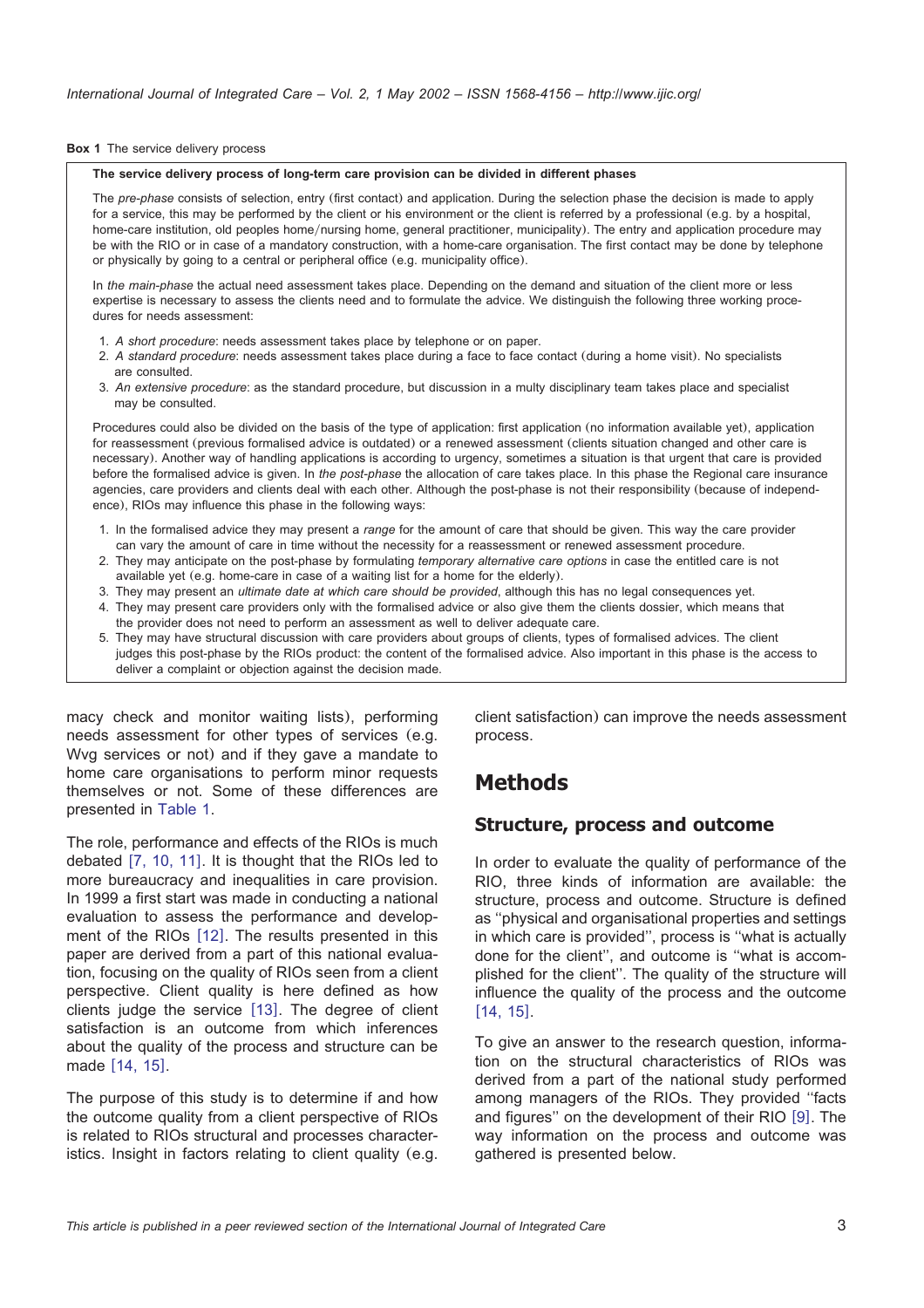**Box 1** The service delivery process

**The service delivery process of long-term care provision can be divided in different phases**

The *pre-phase* consists of selection, entry (first contact) and application. During the selection phase the decision is made to apply for a service, this may be performed by the client or his environment or the client is referred by a professional (e.g. by a hospital, home-care institution, old peoples home/nursing home, general practitioner, municipality). The entry and application procedure may be with the RIO or in case of a mandatory construction, with a home-care organisation. The first contact may be done by telephone or physically by going to a central or peripheral office (e.g. municipality office).

In *the main-phase* the actual need assessment takes place. Depending on the demand and situation of the client more or less expertise is necessary to assess the clients need and to formulate the advice. We distinguish the following three working procedures for needs assessment:

1. *A short procedure*: needs assessment takes place by telephone or on paper.
2. *A standard procedure*: needs assessment takes place during a face to face contact (during a home visit). No specialists are consulted.
3. *An extensive procedure*: as the standard procedure, but discussion in a multy disciplinary team takes place and specialist may be consulted.

Procedures could also be divided on the basis of the type of application: first application (no information available yet), application for reassessment (previous formalised advice is outdated) or a renewed assessment (clients situation changed and other care is necessary). Another way of handling applications is according to urgency, sometimes a situation is that urgent that care is provided before the formalised advice is given. In *the post-phase* the allocation of care takes place. In this phase the Regional care insurance agencies, care providers and clients deal with each other. Although the post-phase is not their responsibility (because of independence), RIOs may influence this phase in the following ways:

1. In the formalised advice they may present a *range* for the amount of care that should be given. This way the care provider can vary the amount of care in time without the necessity for a reassessment or renewed assessment procedure.
2. They may anticipate on the post-phase by formulating *temporary alternative care options* in case the entitled care is not available yet (e.g. home-care in case of a waiting list for a home for the elderly).
3. They may present an *ultimate date at which care should be provided*, although this has no legal consequences yet.
4. They may present care providers only with the formalised advice or also give them the clients dossier, which means that the provider does not need to perform an assessment as well to deliver adequate care.
5. They may have structural discussion with care providers about groups of clients, types of formalised advices. The client judges this post-phase by the RIOs product: the content of the formalised advice. Also important in this phase is the access to deliver a complaint or objection against the decision made.

macy check and monitor waiting lists), performing needs assessment for other types of services (e.g. Wvg services or not) and if they gave a mandate to home care organisations to perform minor requests themselves or not. Some of these differences are presented in Table 1.

The role, performance and effects of the RIOs is much debated [7, 10, 11]. It is thought that the RIOs led to more bureaucracy and inequalities in care provision. In 1999 a first start was made in conducting a national evaluation to assess the performance and development of the RIOs [12]. The results presented in this paper are derived from a part of this national evaluation, focusing on the quality of RIOs seen from a client perspective. Client quality is here defined as how clients judge the service [13]. The degree of client satisfaction is an outcome from which inferences about the quality of the process and structure can be made [14, 15].

The purpose of this study is to determine if and how the outcome quality from a client perspective of RIOs is related to RIOs structural and processes characteristics. Insight in factors relating to client quality (e.g. client satisfaction) can improve the needs assessment process.

# Methods

## Structure, process and outcome

In order to evaluate the quality of performance of the RIO, three kinds of information are available: the structure, process and outcome. Structure is defined as ''physical and organisational properties and settings in which care is provided'', process is ''what is actually done for the client'', and outcome is ''what is accomplished for the client''. The quality of the structure will influence the quality of the process and the outcome [14, 15].

To give an answer to the research question, information on the structural characteristics of RIOs was derived from a part of the national study performed among managers of the RIOs. They provided ''facts and figures'' on the development of their RIO [9]. The way information on the process and outcome was gathered is presented below.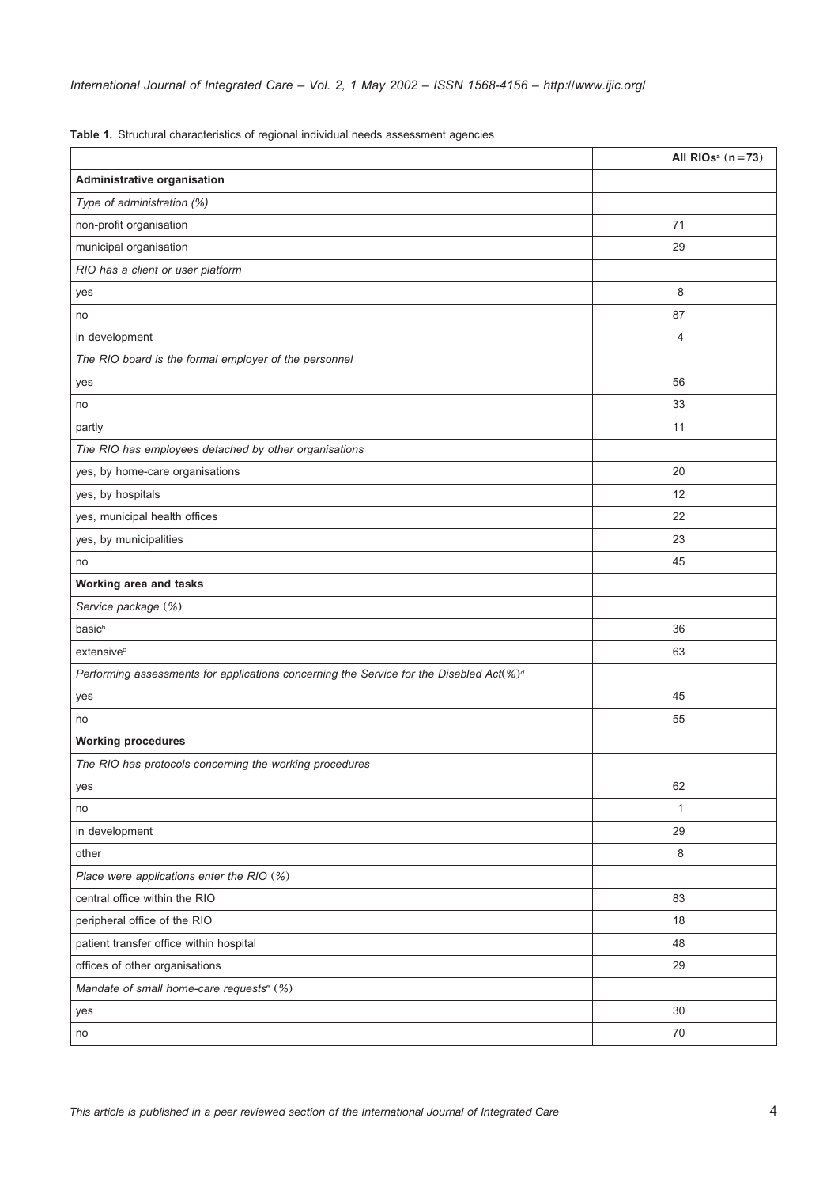**Table 1.** Structural characteristics of regional individual needs assessment agencies

| | All RIOs[a] (n=73) |
|---|---|
| **Administrative organisation** | |
| *Type of administration (%)* | |
| non-profit organisation | 71 |
| municipal organisation | 29 |
| *RIO has a client or user platform* | |
| yes | 8 |
| no | 87 |
| in development | 4 |
| *The RIO board is the formal employer of the personnel* | |
| yes | 56 |
| no | 33 |
| partly | 11 |
| *The RIO has employees detached by other organisations* | |
| yes, by home-care organisations | 20 |
| yes, by hospitals | 12 |
| yes, municipal health offices | 22 |
| yes, by municipalities | 23 |
| no | 45 |
| **Working area and tasks** | |
| *Service package (%)* | |
| basic[b] | 36 |
| extensive[c] | 63 |
| *Performing assessments for applications concerning the Service for the Disabled Act(%)*[d] | |
| yes | 45 |
| no | 55 |
| **Working procedures** | |
| *The RIO has protocols concerning the working procedures* | |
| yes | 62 |
| no | 1 |
| in development | 29 |
| other | 8 |
| *Place were applications enter the RIO (%)* | |
| central office within the RIO | 83 |
| peripheral office of the RIO | 18 |
| patient transfer office within hospital | 48 |
| offices of other organisations | 29 |
| *Mandate of small home-care requests[e] (%)* | |
| yes | 30 |
| no | 70 |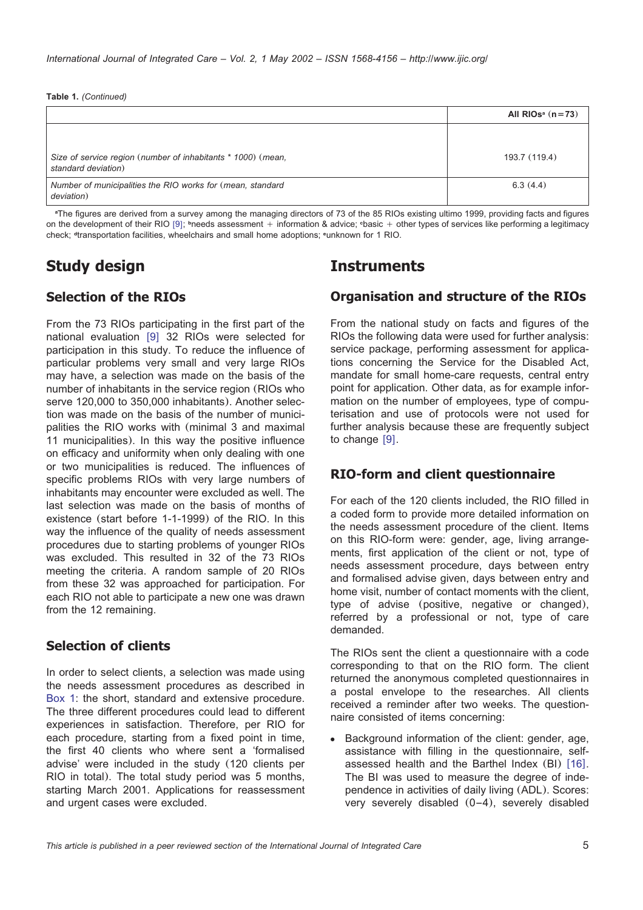**Table 1.** *(Continued)*

| | All RIOs[a] (n=73) |
|---|---|
| *Size of service region (number of inhabitants * 1000) (mean, standard deviation)* | 193.7 (119.4) |
| *Number of municipalities the RIO works for (mean, standard deviation)* | 6.3 (4.4) |

[a]The figures are derived from a survey among the managing directors of 73 of the 85 RIOs existing ultimo 1999, providing facts and figures on the development of their RIO [9]; [b]needs assessment + information & advice; [c]basic + other types of services like performing a legitimacy check; [d]transportation facilities, wheelchairs and small home adoptions; [e]unknown for 1 RIO.

# Study design

## Selection of the RIOs

From the 73 RIOs participating in the first part of the national evaluation [9] 32 RIOs were selected for participation in this study. To reduce the influence of particular problems very small and very large RIOs may have, a selection was made on the basis of the number of inhabitants in the service region (RIOs who serve 120,000 to 350,000 inhabitants). Another selection was made on the basis of the number of municipalities the RIO works with (minimal 3 and maximal 11 municipalities). In this way the positive influence on efficacy and uniformity when only dealing with one or two municipalities is reduced. The influences of specific problems RIOs with very large numbers of inhabitants may encounter were excluded as well. The last selection was made on the basis of months of existence (start before 1-1-1999) of the RIO. In this way the influence of the quality of needs assessment procedures due to starting problems of younger RIOs was excluded. This resulted in 32 of the 73 RIOs meeting the criteria. A random sample of 20 RIOs from these 32 was approached for participation. For each RIO not able to participate a new one was drawn from the 12 remaining.

## Selection of clients

In order to select clients, a selection was made using the needs assessment procedures as described in Box 1: the short, standard and extensive procedure. The three different procedures could lead to different experiences in satisfaction. Therefore, per RIO for each procedure, starting from a fixed point in time, the first 40 clients who where sent a 'formalised advise' were included in the study (120 clients per RIO in total). The total study period was 5 months, starting March 2001. Applications for reassessment and urgent cases were excluded.

# Instruments

## Organisation and structure of the RIOs

From the national study on facts and figures of the RIOs the following data were used for further analysis: service package, performing assessment for applications concerning the Service for the Disabled Act, mandate for small home-care requests, central entry point for application. Other data, as for example information on the number of employees, type of computerisation and use of protocols were not used for further analysis because these are frequently subject to change [9].

## RIO-form and client questionnaire

For each of the 120 clients included, the RIO filled in a coded form to provide more detailed information on the needs assessment procedure of the client. Items on this RIO-form were: gender, age, living arrangements, first application of the client or not, type of needs assessment procedure, days between entry and formalised advise given, days between entry and home visit, number of contact moments with the client, type of advise (positive, negative or changed), referred by a professional or not, type of care demanded.

The RIOs sent the client a questionnaire with a code corresponding to that on the RIO form. The client returned the anonymous completed questionnaires in a postal envelope to the researches. All clients received a reminder after two weeks. The questionnaire consisted of items concerning:

- Background information of the client: gender, age, assistance with filling in the questionnaire, self-assessed health and the Barthel Index (BI) [16]. The BI was used to measure the degree of independence in activities of daily living (ADL). Scores: very severely disabled (0–4), severely disabled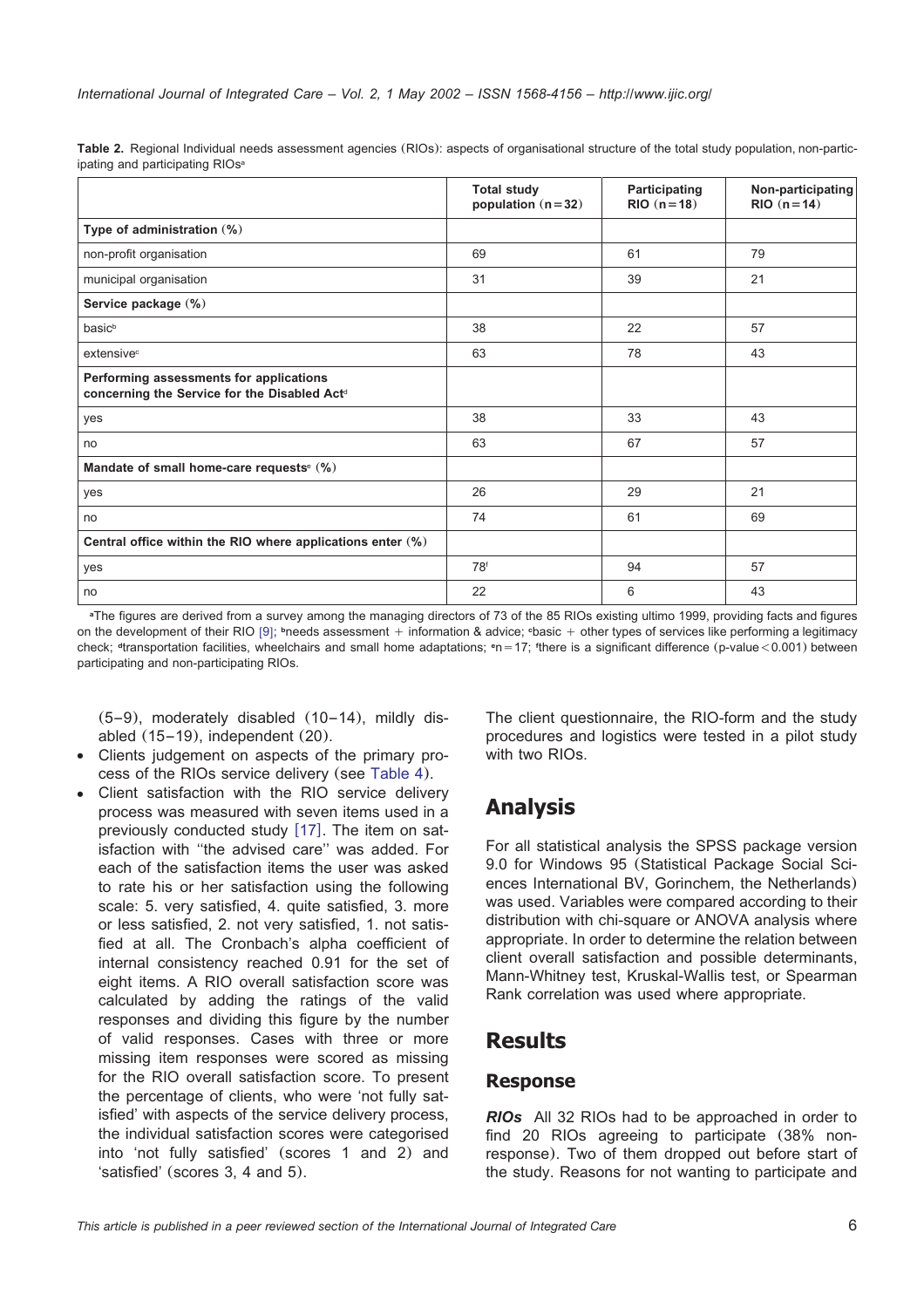**Table 2.** Regional Individual needs assessment agencies (RIOs): aspects of organisational structure of the total study population, non-participating and participating RIOs[a]

| | Total study population (n=32) | Participating RIO (n=18) | Non-participating RIO (n=14) |
|---|---|---|---|
| **Type of administration (%)** | | | |
| non-profit organisation | 69 | 61 | 79 |
| municipal organisation | 31 | 39 | 21 |
| **Service package (%)** | | | |
| basic[b] | 38 | 22 | 57 |
| extensive[c] | 63 | 78 | 43 |
| **Performing assessments for applications concerning the Service for the Disabled Act**[d] | | | |
| yes | 38 | 33 | 43 |
| no | 63 | 67 | 57 |
| **Mandate of small home-care requests**[e] **(%)** | | | |
| yes | 26 | 29 | 21 |
| no | 74 | 61 | 69 |
| **Central office within the RIO where applications enter (%)** | | | |
| yes | 78[f] | 94 | 57 |
| no | 22 | 6 | 43 |

[a]The figures are derived from a survey among the managing directors of 73 of the 85 RIOs existing ultimo 1999, providing facts and figures on the development of their RIO [9]; [b]needs assessment + information & advice; [c]basic + other types of services like performing a legitimacy check; [d]transportation facilities, wheelchairs and small home adaptations; [e]n=17; [f]there is a significant difference (p-value < 0.001) between participating and non-participating RIOs.

(5–9), moderately disabled (10–14), mildly disabled (15–19), independent (20).

- Clients judgement on aspects of the primary process of the RIOs service delivery (see Table 4).
- Client satisfaction with the RIO service delivery process was measured with seven items used in a previously conducted study [17]. The item on satisfaction with "the advised care" was added. For each of the satisfaction items the user was asked to rate his or her satisfaction using the following scale: 5. very satisfied, 4. quite satisfied, 3. more or less satisfied, 2. not very satisfied, 1. not satisfied at all. The Cronbach's alpha coefficient of internal consistency reached 0.91 for the set of eight items. A RIO overall satisfaction score was calculated by adding the ratings of the valid responses and dividing this figure by the number of valid responses. Cases with three or more missing item responses were scored as missing for the RIO overall satisfaction score. To present the percentage of clients, who were 'not fully satisfied' with aspects of the service delivery process, the individual satisfaction scores were categorised into 'not fully satisfied' (scores 1 and 2) and 'satisfied' (scores 3, 4 and 5).

The client questionnaire, the RIO-form and the study procedures and logistics were tested in a pilot study with two RIOs.

## Analysis

For all statistical analysis the SPSS package version 9.0 for Windows 95 (Statistical Package Social Sciences International BV, Gorinchem, the Netherlands) was used. Variables were compared according to their distribution with chi-square or ANOVA analysis where appropriate. In order to determine the relation between client overall satisfaction and possible determinants, Mann-Whitney test, Kruskal-Wallis test, or Spearman Rank correlation was used where appropriate.

## Results

### Response

***RIOs*** All 32 RIOs had to be approached in order to find 20 RIOs agreeing to participate (38% non-response). Two of them dropped out before start of the study. Reasons for not wanting to participate and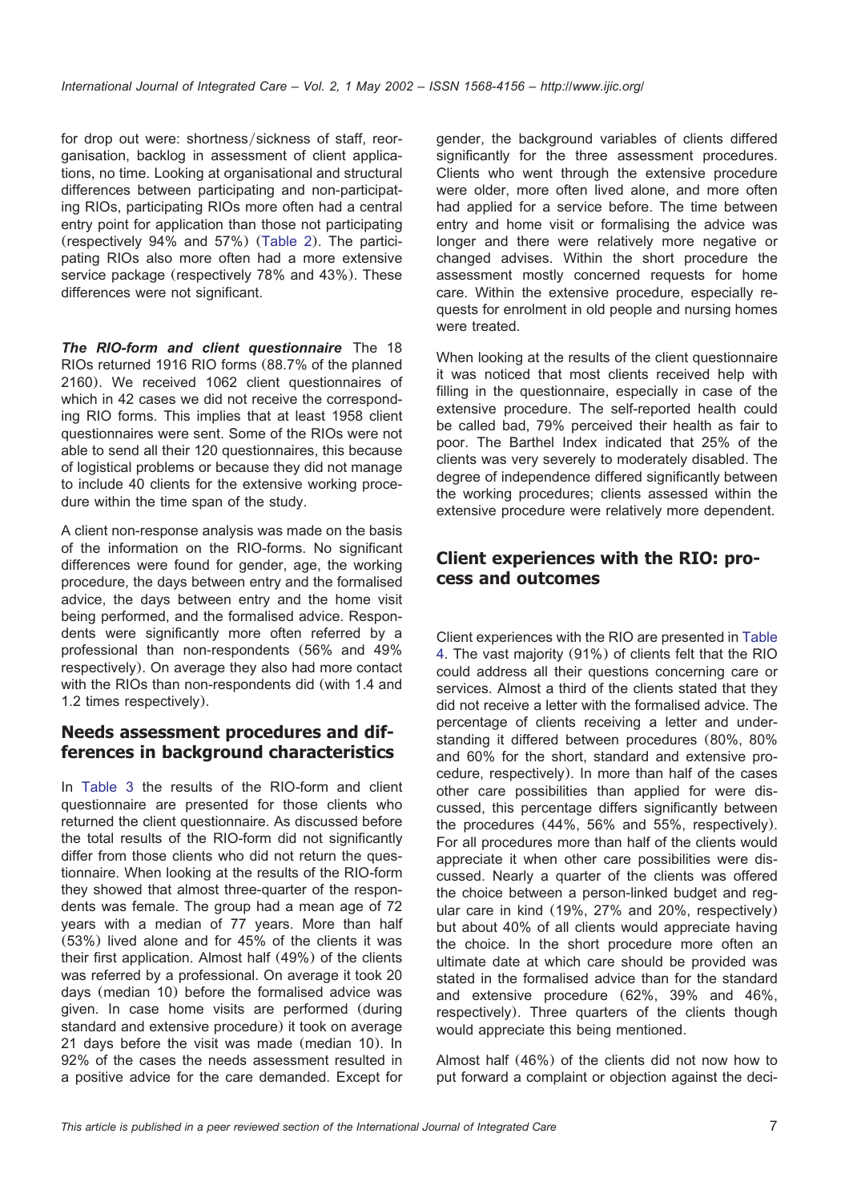for drop out were: shortness/sickness of staff, reorganisation, backlog in assessment of client applications, no time. Looking at organisational and structural differences between participating and non-participating RIOs, participating RIOs more often had a central entry point for application than those not participating (respectively 94% and 57%) (Table 2). The participating RIOs also more often had a more extensive service package (respectively 78% and 43%). These differences were not significant.

***The RIO-form and client questionnaire*** The 18 RIOs returned 1916 RIO forms (88.7% of the planned 2160). We received 1062 client questionnaires of which in 42 cases we did not receive the corresponding RIO forms. This implies that at least 1958 client questionnaires were sent. Some of the RIOs were not able to send all their 120 questionnaires, this because of logistical problems or because they did not manage to include 40 clients for the extensive working procedure within the time span of the study.

A client non-response analysis was made on the basis of the information on the RIO-forms. No significant differences were found for gender, age, the working procedure, the days between entry and the formalised advice, the days between entry and the home visit being performed, and the formalised advice. Respondents were significantly more often referred by a professional than non-respondents (56% and 49% respectively). On average they also had more contact with the RIOs than non-respondents did (with 1.4 and 1.2 times respectively).

## Needs assessment procedures and differences in background characteristics

In Table 3 the results of the RIO-form and client questionnaire are presented for those clients who returned the client questionnaire. As discussed before the total results of the RIO-form did not significantly differ from those clients who did not return the questionnaire. When looking at the results of the RIO-form they showed that almost three-quarter of the respondents was female. The group had a mean age of 72 years with a median of 77 years. More than half (53%) lived alone and for 45% of the clients it was their first application. Almost half (49%) of the clients was referred by a professional. On average it took 20 days (median 10) before the formalised advice was given. In case home visits are performed (during standard and extensive procedure) it took on average 21 days before the visit was made (median 10). In 92% of the cases the needs assessment resulted in a positive advice for the care demanded. Except for gender, the background variables of clients differed significantly for the three assessment procedures. Clients who went through the extensive procedure were older, more often lived alone, and more often had applied for a service before. The time between entry and home visit or formalising the advice was longer and there were relatively more negative or changed advises. Within the short procedure the assessment mostly concerned requests for home care. Within the extensive procedure, especially requests for enrolment in old people and nursing homes were treated.

When looking at the results of the client questionnaire it was noticed that most clients received help with filling in the questionnaire, especially in case of the extensive procedure. The self-reported health could be called bad, 79% perceived their health as fair to poor. The Barthel Index indicated that 25% of the clients was very severely to moderately disabled. The degree of independence differed significantly between the working procedures; clients assessed within the extensive procedure were relatively more dependent.

## Client experiences with the RIO: process and outcomes

Client experiences with the RIO are presented in Table 4. The vast majority (91%) of clients felt that the RIO could address all their questions concerning care or services. Almost a third of the clients stated that they did not receive a letter with the formalised advice. The percentage of clients receiving a letter and understanding it differed between procedures (80%, 80% and 60% for the short, standard and extensive procedure, respectively). In more than half of the cases other care possibilities than applied for were discussed, this percentage differs significantly between the procedures (44%, 56% and 55%, respectively). For all procedures more than half of the clients would appreciate it when other care possibilities were discussed. Nearly a quarter of the clients was offered the choice between a person-linked budget and regular care in kind (19%, 27% and 20%, respectively) but about 40% of all clients would appreciate having the choice. In the short procedure more often an ultimate date at which care should be provided was stated in the formalised advice than for the standard and extensive procedure (62%, 39% and 46%, respectively). Three quarters of the clients though would appreciate this being mentioned.

Almost half (46%) of the clients did not now how to put forward a complaint or objection against the deci-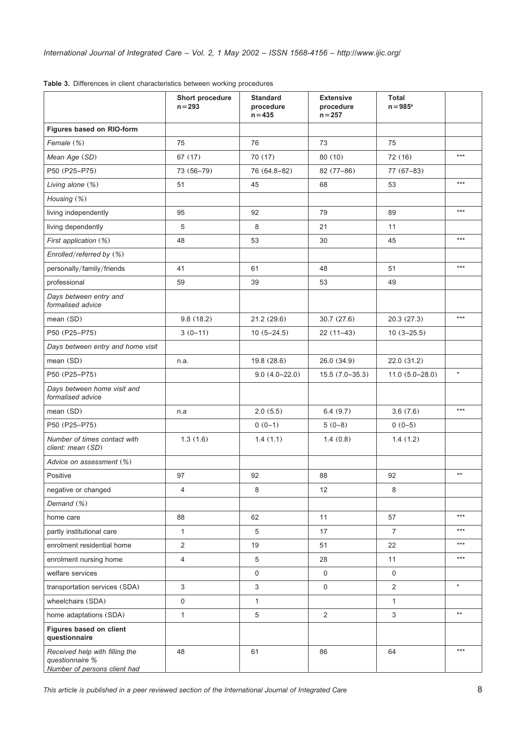**Table 3.** Differences in client characteristics between working procedures

| | Short procedure n = 293 | Standard procedure n = 435 | Extensive procedure n = 257 | Total n = 985[a] | |
|---|---|---|---|---|---|
| **Figures based on RIO-form** | | | | | |
| *Female (%)* | 75 | 76 | 73 | 75 | |
| *Mean Age (SD)* | 67 (17) | 70 (17) | 80 (10) | 72 (16) | *** |
| P50 (P25–P75) | 73 (56–79) | 76 (64.8–82) | 82 (77–86) | 77 (67–83) | |
| *Living alone (%)* | 51 | 45 | 68 | 53 | *** |
| *Housing (%)* | | | | | |
| living independently | 95 | 92 | 79 | 89 | *** |
| living dependently | 5 | 8 | 21 | 11 | |
| *First application (%)* | 48 | 53 | 30 | 45 | *** |
| *Enrolled/referred by (%)* | | | | | |
| personally/family/friends | 41 | 61 | 48 | 51 | *** |
| professional | 59 | 39 | 53 | 49 | |
| *Days between entry and formalised advice* | | | | | |
| mean (SD) | 9.8 (18.2) | 21.2 (29.6) | 30.7 (27.6) | 20.3 (27.3) | *** |
| P50 (P25–P75) | 3 (0–11) | 10 (5–24.5) | 22 (11–43) | 10 (3–25.5) | |
| *Days between entry and home visit* | | | | | |
| mean (SD) | n.a. | 19.8 (28.6) | 26.0 (34.9) | 22.0 (31.2) | |
| P50 (P25–P75) | | 9.0 (4.0–22.0) | 15.5 (7.0–35.3) | 11.0 (5.0–28.0) | * |
| *Days between home visit and formalised advice* | | | | | |
| mean (SD) | n.a | 2.0 (5.5) | 6.4 (9.7) | 3.6 (7.6) | *** |
| P50 (P25–P75) | | 0 (0–1) | 5 (0–8) | 0 (0–5) | |
| *Number of times contact with client: mean (SD)* | 1.3 (1.6) | 1.4 (1.1) | 1.4 (0.8) | 1.4 (1.2) | |
| *Advice on assessment (%)* | | | | | |
| Positive | 97 | 92 | 88 | 92 | ** |
| negative or changed | 4 | 8 | 12 | 8 | |
| *Demand (%)* | | | | | |
| home care | 88 | 62 | 11 | 57 | *** |
| partly institutional care | 1 | 5 | 17 | 7 | *** |
| enrolment residential home | 2 | 19 | 51 | 22 | *** |
| enrolment nursing home | 4 | 5 | 28 | 11 | *** |
| welfare services | | 0 | 0 | 0 | |
| transportation services (SDA) | 3 | 3 | 0 | 2 | * |
| wheelchairs (SDA) | 0 | 1 | | 1 | |
| home adaptations (SDA) | 1 | 5 | 2 | 3 | ** |
| **Figures based on client questionnaire** | | | | | |
| *Received help with filling the questionnaire %* | 48 | 61 | 86 | 64 | *** |
| *Number of persons client had* | | | | | |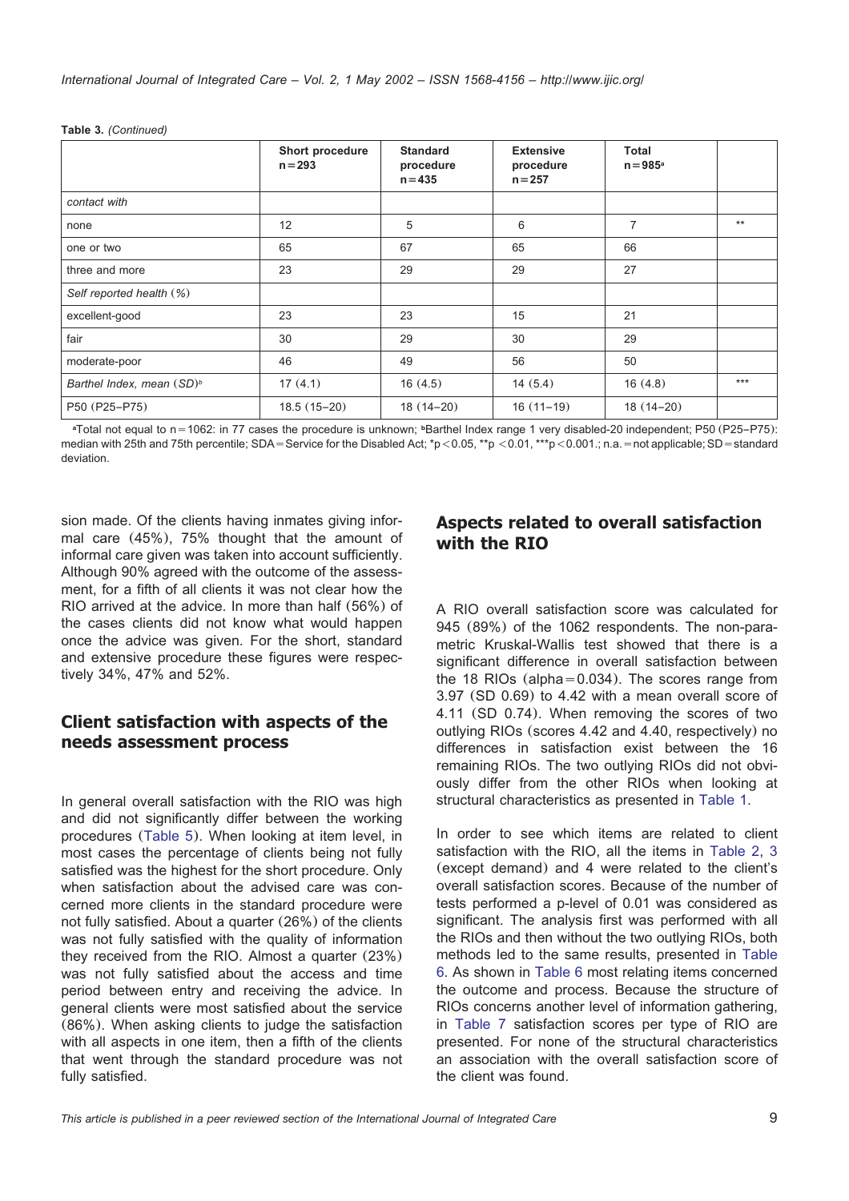**Table 3.** *(Continued)*

| | Short procedure n=293 | Standard procedure n=435 | Extensive procedure n=257 | Total n=985[a] | |
|---|---|---|---|---|---|
| *contact with* | | | | | |
| none | 12 | 5 | 6 | 7 | ** |
| one or two | 65 | 67 | 65 | 66 | |
| three and more | 23 | 29 | 29 | 27 | |
| *Self reported health (%)* | | | | | |
| excellent-good | 23 | 23 | 15 | 21 | |
| fair | 30 | 29 | 30 | 29 | |
| moderate-poor | 46 | 49 | 56 | 50 | |
| *Barthel Index, mean (SD)*[b] | 17 (4.1) | 16 (4.5) | 14 (5.4) | 16 (4.8) | *** |
| P50 (P25–P75) | 18.5 (15–20) | 18 (14–20) | 16 (11–19) | 18 (14–20) | |

[a]Total not equal to n=1062: in 77 cases the procedure is unknown; [b]Barthel Index range 1 very disabled-20 independent; P50 (P25–P75): median with 25th and 75th percentile; SDA=Service for the Disabled Act; *$p<0.05$, **$p<0.01$, ***$p<0.001$.; n.a.=not applicable; SD=standard deviation.

sion made. Of the clients having inmates giving informal care (45%), 75% thought that the amount of informal care given was taken into account sufficiently. Although 90% agreed with the outcome of the assessment, for a fifth of all clients it was not clear how the RIO arrived at the advice. In more than half (56%) of the cases clients did not know what would happen once the advice was given. For the short, standard and extensive procedure these figures were respectively 34%, 47% and 52%.

## Client satisfaction with aspects of the needs assessment process

In general overall satisfaction with the RIO was high and did not significantly differ between the working procedures (Table 5). When looking at item level, in most cases the percentage of clients being not fully satisfied was the highest for the short procedure. Only when satisfaction about the advised care was concerned more clients in the standard procedure were not fully satisfied. About a quarter (26%) of the clients was not fully satisfied with the quality of information they received from the RIO. Almost a quarter (23%) was not fully satisfied about the access and time period between entry and receiving the advice. In general clients were most satisfied about the service (86%). When asking clients to judge the satisfaction with all aspects in one item, then a fifth of the clients that went through the standard procedure was not fully satisfied.

## Aspects related to overall satisfaction with the RIO

A RIO overall satisfaction score was calculated for 945 (89%) of the 1062 respondents. The non-parametric Kruskal-Wallis test showed that there is a significant difference in overall satisfaction between the 18 RIOs (alpha=0.034). The scores range from 3.97 (SD 0.69) to 4.42 with a mean overall score of 4.11 (SD 0.74). When removing the scores of two outlying RIOs (scores 4.42 and 4.40, respectively) no differences in satisfaction exist between the 16 remaining RIOs. The two outlying RIOs did not obviously differ from the other RIOs when looking at structural characteristics as presented in Table 1.

In order to see which items are related to client satisfaction with the RIO, all the items in Table 2, 3 (except demand) and 4 were related to the client's overall satisfaction scores. Because of the number of tests performed a p-level of 0.01 was considered as significant. The analysis first was performed with all the RIOs and then without the two outlying RIOs, both methods led to the same results, presented in Table 6. As shown in Table 6 most relating items concerned the outcome and process. Because the structure of RIOs concerns another level of information gathering, in Table 7 satisfaction scores per type of RIO are presented. For none of the structural characteristics an association with the overall satisfaction score of the client was found.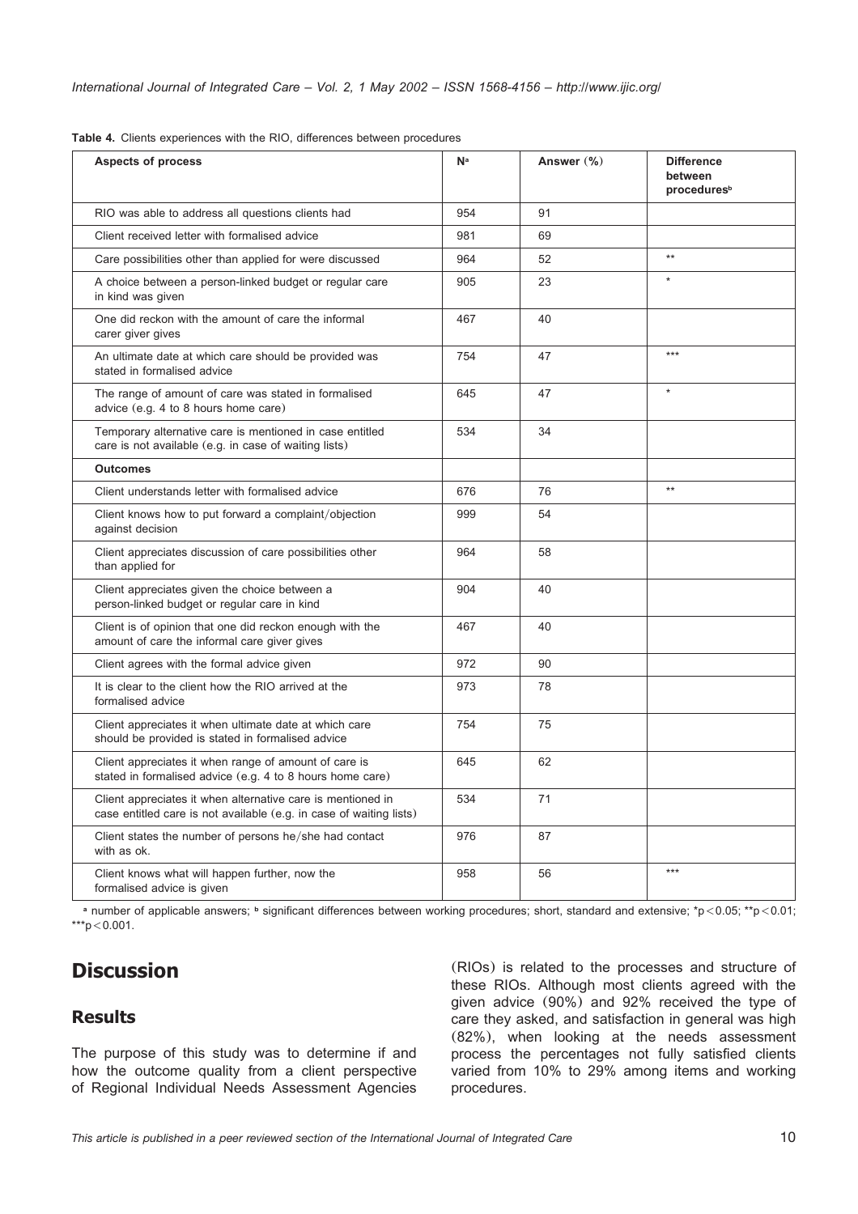**Table 4.** Clients experiences with the RIO, differences between procedures

| Aspects of process | N[a] | Answer (%) | Difference between procedures[b] |
|---|---|---|---|
| RIO was able to address all questions clients had | 954 | 91 | |
| Client received letter with formalised advice | 981 | 69 | |
| Care possibilities other than applied for were discussed | 964 | 52 | ** |
| A choice between a person-linked budget or regular care in kind was given | 905 | 23 | * |
| One did reckon with the amount of care the informal carer giver gives | 467 | 40 | |
| An ultimate date at which care should be provided was stated in formalised advice | 754 | 47 | *** |
| The range of amount of care was stated in formalised advice (e.g. 4 to 8 hours home care) | 645 | 47 | * |
| Temporary alternative care is mentioned in case entitled care is not available (e.g. in case of waiting lists) | 534 | 34 | |
| **Outcomes** | | | |
| Client understands letter with formalised advice | 676 | 76 | ** |
| Client knows how to put forward a complaint/objection against decision | 999 | 54 | |
| Client appreciates discussion of care possibilities other than applied for | 964 | 58 | |
| Client appreciates given the choice between a person-linked budget or regular care in kind | 904 | 40 | |
| Client is of opinion that one did reckon enough with the amount of care the informal care giver gives | 467 | 40 | |
| Client agrees with the formal advice given | 972 | 90 | |
| It is clear to the client how the RIO arrived at the formalised advice | 973 | 78 | |
| Client appreciates it when ultimate date at which care should be provided is stated in formalised advice | 754 | 75 | |
| Client appreciates it when range of amount of care is stated in formalised advice (e.g. 4 to 8 hours home care) | 645 | 62 | |
| Client appreciates it when alternative care is mentioned in case entitled care is not available (e.g. in case of waiting lists) | 534 | 71 | |
| Client states the number of persons he/she had contact with as ok. | 976 | 87 | |
| Client knows what will happen further, now the formalised advice is given | 958 | 56 | *** |

[a] number of applicable answers; [b] significant differences between working procedures; short, standard and extensive; *$p<0.05$; **$p<0.01$; ***$p<0.001$.

# Discussion

## Results

The purpose of this study was to determine if and how the outcome quality from a client perspective of Regional Individual Needs Assessment Agencies (RIOs) is related to the processes and structure of these RIOs. Although most clients agreed with the given advice (90%) and 92% received the type of care they asked, and satisfaction in general was high (82%), when looking at the needs assessment process the percentages not fully satisfied clients varied from 10% to 29% among items and working procedures.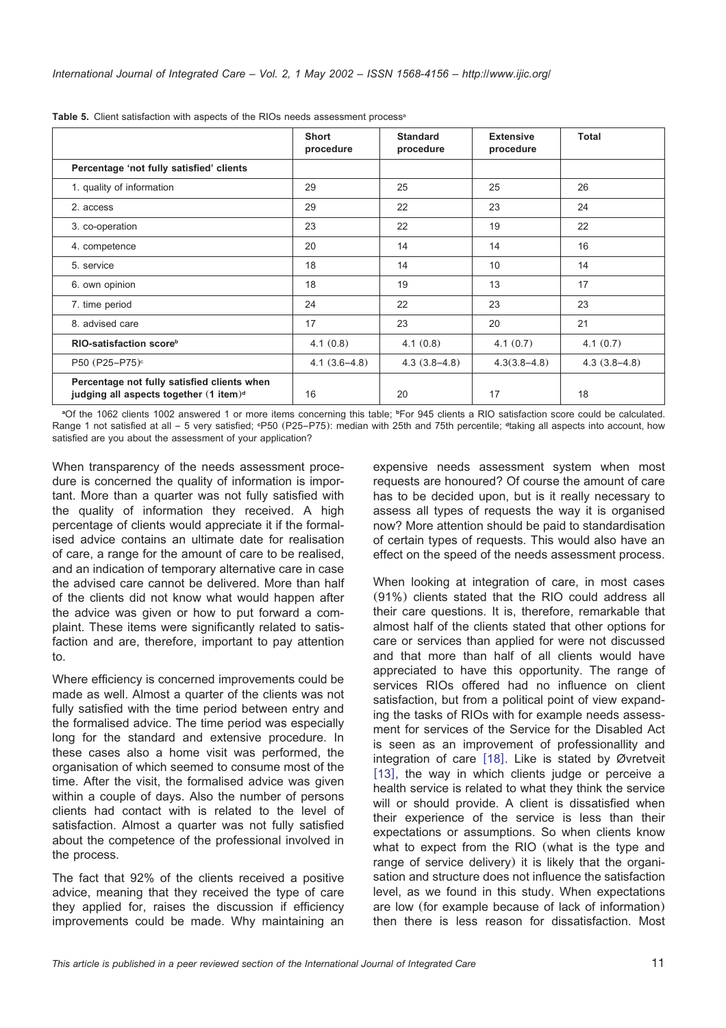**Table 5.** Client satisfaction with aspects of the RIOs needs assessment process[a]

| | Short procedure | Standard procedure | Extensive procedure | Total |
|---|---|---|---|---|
| **Percentage 'not fully satisfied' clients** | | | | |
| 1. quality of information | 29 | 25 | 25 | 26 |
| 2. access | 29 | 22 | 23 | 24 |
| 3. co-operation | 23 | 22 | 19 | 22 |
| 4. competence | 20 | 14 | 14 | 16 |
| 5. service | 18 | 14 | 10 | 14 |
| 6. own opinion | 18 | 19 | 13 | 17 |
| 7. time period | 24 | 22 | 23 | 23 |
| 8. advised care | 17 | 23 | 20 | 21 |
| **RIO-satisfaction score**[b] | 4.1 (0.8) | 4.1 (0.8) | 4.1 (0.7) | 4.1 (0.7) |
| P50 (P25–P75)[c] | 4.1 (3.6–4.8) | 4.3 (3.8–4.8) | 4.3(3.8–4.8) | 4.3 (3.8–4.8) |
| **Percentage not fully satisfied clients when judging all aspects together (1 item)**[d] | 16 | 20 | 17 | 18 |

[a]Of the 1062 clients 1002 answered 1 or more items concerning this table; [b]For 945 clients a RIO satisfaction score could be calculated. Range 1 not satisfied at all – 5 very satisfied; [c]P50 (P25–P75): median with 25th and 75th percentile; [d]taking all aspects into account, how satisfied are you about the assessment of your application?

When transparency of the needs assessment procedure is concerned the quality of information is important. More than a quarter was not fully satisfied with the quality of information they received. A high percentage of clients would appreciate it if the formalised advice contains an ultimate date for realisation of care, a range for the amount of care to be realised, and an indication of temporary alternative care in case the advised care cannot be delivered. More than half of the clients did not know what would happen after the advice was given or how to put forward a complaint. These items were significantly related to satisfaction and are, therefore, important to pay attention to.

Where efficiency is concerned improvements could be made as well. Almost a quarter of the clients was not fully satisfied with the time period between entry and the formalised advice. The time period was especially long for the standard and extensive procedure. In these cases also a home visit was performed, the organisation of which seemed to consume most of the time. After the visit, the formalised advice was given within a couple of days. Also the number of persons clients had contact with is related to the level of satisfaction. Almost a quarter was not fully satisfied about the competence of the professional involved in the process.

The fact that 92% of the clients received a positive advice, meaning that they received the type of care they applied for, raises the discussion if efficiency improvements could be made. Why maintaining an expensive needs assessment system when most requests are honoured? Of course the amount of care has to be decided upon, but is it really necessary to assess all types of requests the way it is organised now? More attention should be paid to standardisation of certain types of requests. This would also have an effect on the speed of the needs assessment process.

When looking at integration of care, in most cases (91%) clients stated that the RIO could address all their care questions. It is, therefore, remarkable that almost half of the clients stated that other options for care or services than applied for were not discussed and that more than half of all clients would have appreciated to have this opportunity. The range of services RIOs offered had no influence on client satisfaction, but from a political point of view expanding the tasks of RIOs with for example needs assessment for services of the Service for the Disabled Act is seen as an improvement of professionallity and integration of care [18]. Like is stated by Øvretveit [13], the way in which clients judge or perceive a health service is related to what they think the service will or should provide. A client is dissatisfied when their experience of the service is less than their expectations or assumptions. So when clients know what to expect from the RIO (what is the type and range of service delivery) it is likely that the organisation and structure does not influence the satisfaction level, as we found in this study. When expectations are low (for example because of lack of information) then there is less reason for dissatisfaction. Most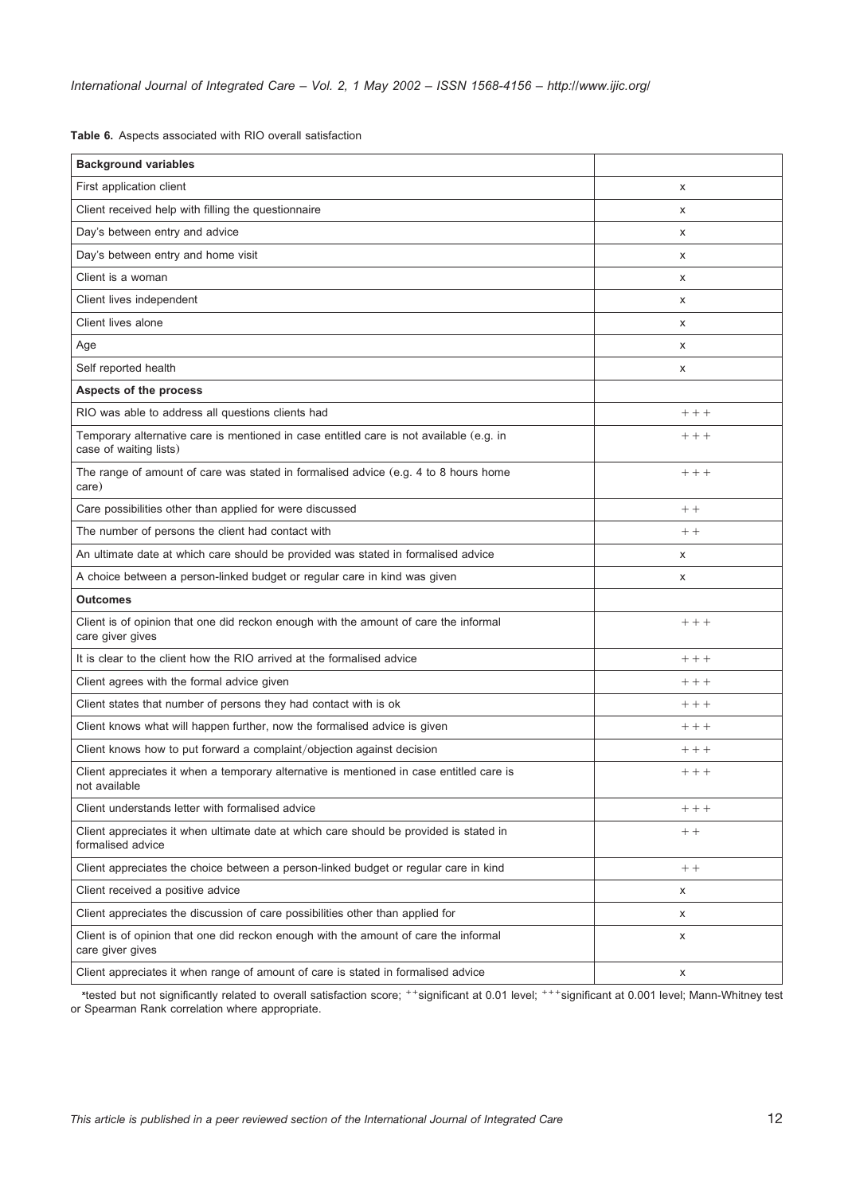**Table 6.** Aspects associated with RIO overall satisfaction

| **Background variables** | |
|---|---|
| First application client | x |
| Client received help with filling the questionnaire | x |
| Day's between entry and advice | x |
| Day's between entry and home visit | x |
| Client is a woman | x |
| Client lives independent | x |
| Client lives alone | x |
| Age | x |
| Self reported health | x |
| **Aspects of the process** | |
| RIO was able to address all questions clients had | +++ |
| Temporary alternative care is mentioned in case entitled care is not available (e.g. in case of waiting lists) | +++ |
| The range of amount of care was stated in formalised advice (e.g. 4 to 8 hours home care) | +++ |
| Care possibilities other than applied for were discussed | ++ |
| The number of persons the client had contact with | ++ |
| An ultimate date at which care should be provided was stated in formalised advice | x |
| A choice between a person-linked budget or regular care in kind was given | x |
| **Outcomes** | |
| Client is of opinion that one did reckon enough with the amount of care the informal care giver gives | +++ |
| It is clear to the client how the RIO arrived at the formalised advice | +++ |
| Client agrees with the formal advice given | +++ |
| Client states that number of persons they had contact with is ok | +++ |
| Client knows what will happen further, now the formalised advice is given | +++ |
| Client knows how to put forward a complaint/objection against decision | +++ |
| Client appreciates it when a temporary alternative is mentioned in case entitled care is not available | +++ |
| Client understands letter with formalised advice | +++ |
| Client appreciates it when ultimate date at which care should be provided is stated in formalised advice | ++ |
| Client appreciates the choice between a person-linked budget or regular care in kind | ++ |
| Client received a positive advice | x |
| Client appreciates the discussion of care possibilities other than applied for | x |
| Client is of opinion that one did reckon enough with the amount of care the informal care giver gives | x |
| Client appreciates it when range of amount of care is stated in formalised advice | x |

*tested but not significantly related to overall satisfaction score; ++significant at 0.01 level; +++significant at 0.001 level; Mann-Whitney test or Spearman Rank correlation where appropriate.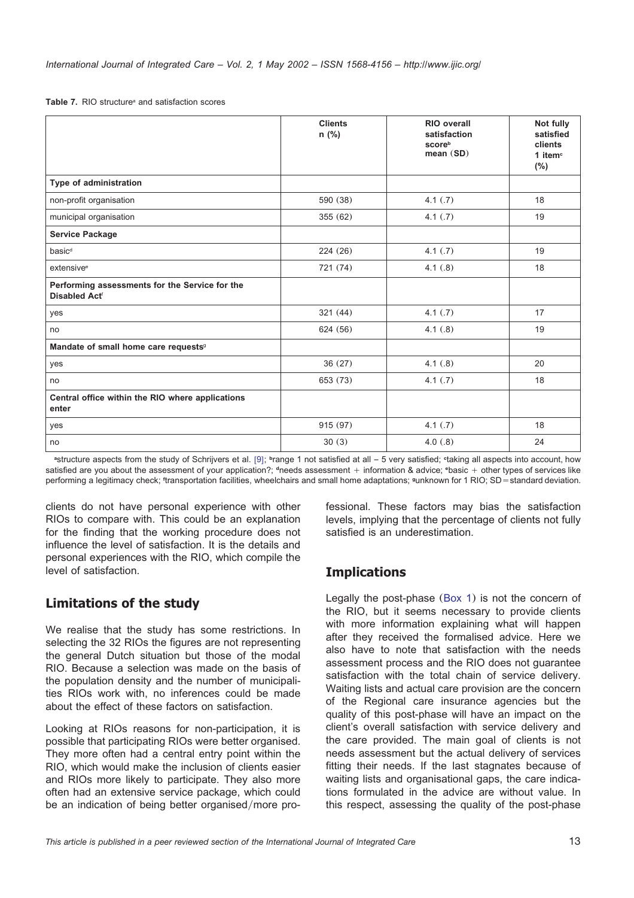Table 7. RIO structure[a] and satisfaction scores

| | Clients n (%) | RIO overall satisfaction score[b] mean (SD) | Not fully satisfied clients 1 item[c] (%) |
|---|---|---|---|
| **Type of administration** | | | |
| non-profit organisation | 590 (38) | 4.1 (.7) | 18 |
| municipal organisation | 355 (62) | 4.1 (.7) | 19 |
| **Service Package** | | | |
| basic[d] | 224 (26) | 4.1 (.7) | 19 |
| extensive[e] | 721 (74) | 4.1 (.8) | 18 |
| **Performing assessments for the Service for the Disabled Act[f]** | | | |
| yes | 321 (44) | 4.1 (.7) | 17 |
| no | 624 (56) | 4.1 (.8) | 19 |
| **Mandate of small home care requests[g]** | | | |
| yes | 36 (27) | 4.1 (.8) | 20 |
| no | 653 (73) | 4.1 (.7) | 18 |
| **Central office within the RIO where applications enter** | | | |
| yes | 915 (97) | 4.1 (.7) | 18 |
| no | 30 (3) | 4.0 (.8) | 24 |

[a]structure aspects from the study of Schrijvers et al. [9]; [b]range 1 not satisfied at all – 5 very satisfied; [c]taking all aspects into account, how satisfied are you about the assessment of your application?; [d]needs assessment + information & advice; [e]basic + other types of services like performing a legitimacy check; [f]transportation facilities, wheelchairs and small home adaptations; [g]unknown for 1 RIO; SD = standard deviation.

clients do not have personal experience with other RIOs to compare with. This could be an explanation for the finding that the working procedure does not influence the level of satisfaction. It is the details and personal experiences with the RIO, which compile the level of satisfaction.

## Limitations of the study

We realise that the study has some restrictions. In selecting the 32 RIOs the figures are not representing the general Dutch situation but those of the modal RIO. Because a selection was made on the basis of the population density and the number of municipalities RIOs work with, no inferences could be made about the effect of these factors on satisfaction.

Looking at RIOs reasons for non-participation, it is possible that participating RIOs were better organised. They more often had a central entry point within the RIO, which would make the inclusion of clients easier and RIOs more likely to participate. They also more often had an extensive service package, which could be an indication of being better organised/more professional. These factors may bias the satisfaction levels, implying that the percentage of clients not fully satisfied is an underestimation.

## Implications

Legally the post-phase (Box 1) is not the concern of the RIO, but it seems necessary to provide clients with more information explaining what will happen after they received the formalised advice. Here we also have to note that satisfaction with the needs assessment process and the RIO does not guarantee satisfaction with the total chain of service delivery. Waiting lists and actual care provision are the concern of the Regional care insurance agencies but the quality of this post-phase will have an impact on the client's overall satisfaction with service delivery and the care provided. The main goal of clients is not needs assessment but the actual delivery of services fitting their needs. If the last stagnates because of waiting lists and organisational gaps, the care indications formulated in the advice are without value. In this respect, assessing the quality of the post-phase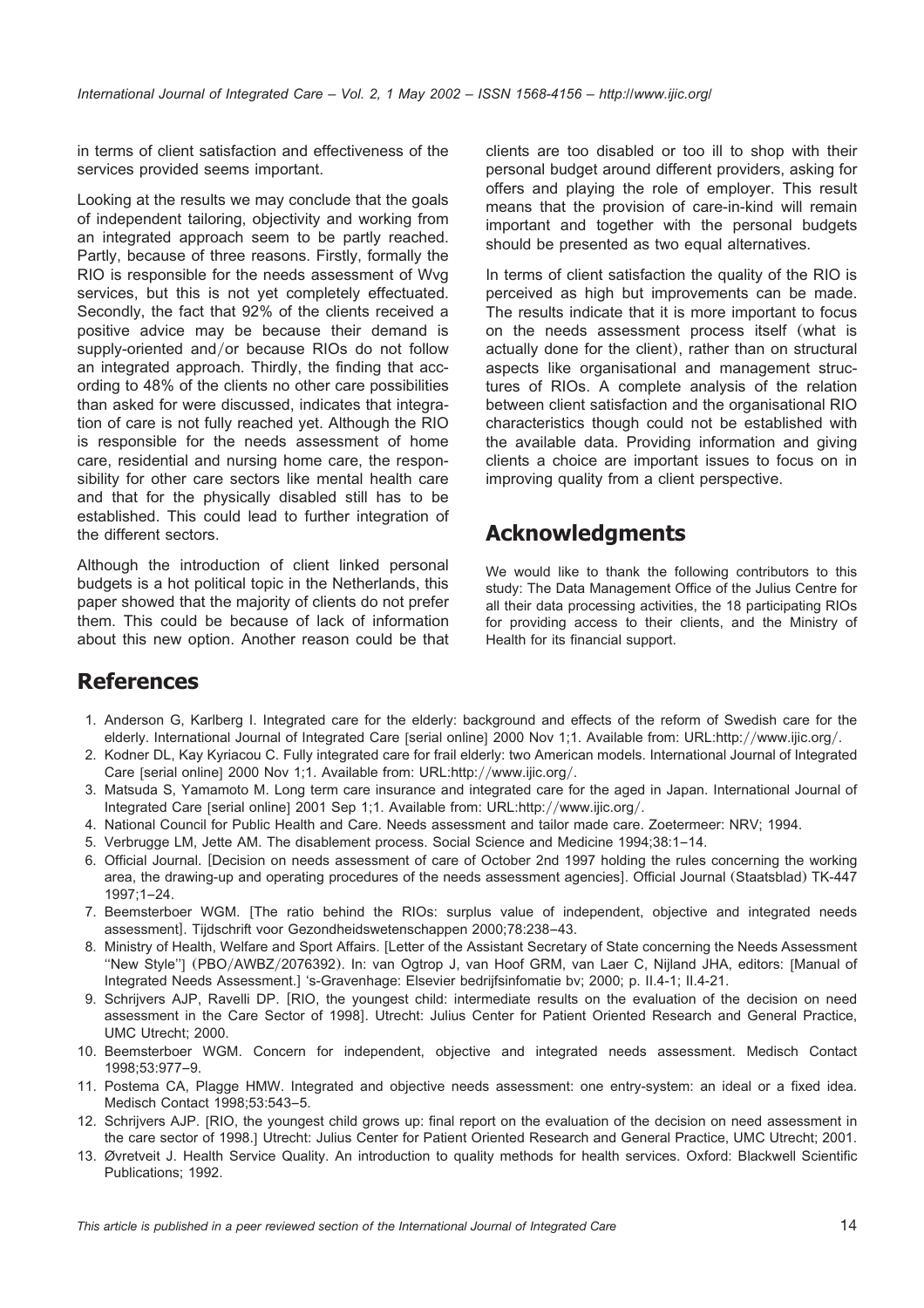in terms of client satisfaction and effectiveness of the services provided seems important.

Looking at the results we may conclude that the goals of independent tailoring, objectivity and working from an integrated approach seem to be partly reached. Partly, because of three reasons. Firstly, formally the RIO is responsible for the needs assessment of Wvg services, but this is not yet completely effectuated. Secondly, the fact that 92% of the clients received a positive advice may be because their demand is supply-oriented and/or because RIOs do not follow an integrated approach. Thirdly, the finding that according to 48% of the clients no other care possibilities than asked for were discussed, indicates that integration of care is not fully reached yet. Although the RIO is responsible for the needs assessment of home care, residential and nursing home care, the responsibility for other care sectors like mental health care and that for the physically disabled still has to be established. This could lead to further integration of the different sectors.

Although the introduction of client linked personal budgets is a hot political topic in the Netherlands, this paper showed that the majority of clients do not prefer them. This could be because of lack of information about this new option. Another reason could be that clients are too disabled or too ill to shop with their personal budget around different providers, asking for offers and playing the role of employer. This result means that the provision of care-in-kind will remain important and together with the personal budgets should be presented as two equal alternatives.

In terms of client satisfaction the quality of the RIO is perceived as high but improvements can be made. The results indicate that it is more important to focus on the needs assessment process itself (what is actually done for the client), rather than on structural aspects like organisational and management structures of RIOs. A complete analysis of the relation between client satisfaction and the organisational RIO characteristics though could not be established with the available data. Providing information and giving clients a choice are important issues to focus on in improving quality from a client perspective.

## Acknowledgments

We would like to thank the following contributors to this study: The Data Management Office of the Julius Centre for all their data processing activities, the 18 participating RIOs for providing access to their clients, and the Ministry of Health for its financial support.

## References

1. Anderson G, Karlberg I. Integrated care for the elderly: background and effects of the reform of Swedish care for the elderly. International Journal of Integrated Care [serial online] 2000 Nov 1;1. Available from: URL:http://www.ijic.org/.
2. Kodner DL, Kay Kyriacou C. Fully integrated care for frail elderly: two American models. International Journal of Integrated Care [serial online] 2000 Nov 1;1. Available from: URL:http://www.ijic.org/.
3. Matsuda S, Yamamoto M. Long term care insurance and integrated care for the aged in Japan. International Journal of Integrated Care [serial online] 2001 Sep 1;1. Available from: URL:http://www.ijic.org/.
4. National Council for Public Health and Care. Needs assessment and tailor made care. Zoetermeer: NRV; 1994.
5. Verbrugge LM, Jette AM. The disablement process. Social Science and Medicine 1994;38:1–14.
6. Official Journal. [Decision on needs assessment of care of October 2nd 1997 holding the rules concerning the working area, the drawing-up and operating procedures of the needs assessment agencies]. Official Journal (Staatsblad) TK-447 1997;1–24.
7. Beemsterboer WGM. [The ratio behind the RIOs: surplus value of independent, objective and integrated needs assessment]. Tijdschrift voor Gezondheidswetenschappen 2000;78:238–43.
8. Ministry of Health, Welfare and Sport Affairs. [Letter of the Assistant Secretary of State concerning the Needs Assessment "New Style"] (PBO/AWBZ/2076392). In: van Ogtrop J, van Hoof GRM, van Laer C, Nijland JHA, editors: [Manual of Integrated Needs Assessment.] 's-Gravenhage: Elsevier bedrijfsinfomatie bv; 2000; p. II.4-1; II.4-21.
9. Schrijvers AJP, Ravelli DP. [RIO, the youngest child: intermediate results on the evaluation of the decision on need assessment in the Care Sector of 1998]. Utrecht: Julius Center for Patient Oriented Research and General Practice, UMC Utrecht; 2000.
10. Beemsterboer WGM. Concern for independent, objective and integrated needs assessment. Medisch Contact 1998;53:977–9.
11. Postema CA, Plagge HMW. Integrated and objective needs assessment: one entry-system: an ideal or a fixed idea. Medisch Contact 1998;53:543–5.
12. Schrijvers AJP. [RIO, the youngest child grows up: final report on the evaluation of the decision on need assessment in the care sector of 1998.] Utrecht: Julius Center for Patient Oriented Research and General Practice, UMC Utrecht; 2001.
13. Øvretveit J. Health Service Quality. An introduction to quality methods for health services. Oxford: Blackwell Scientific Publications; 1992.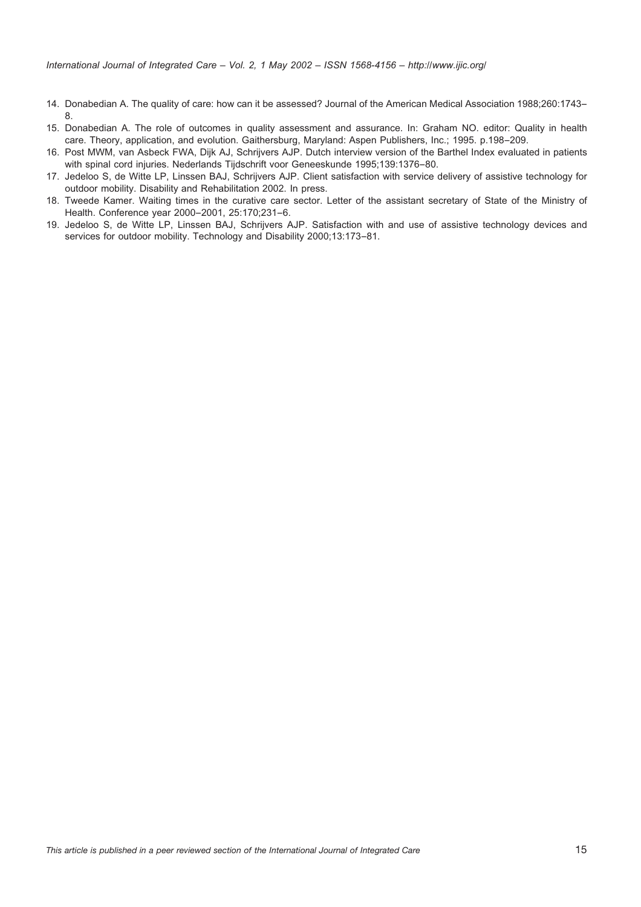14. Donabedian A. The quality of care: how can it be assessed? Journal of the American Medical Association 1988;260:1743–8.
15. Donabedian A. The role of outcomes in quality assessment and assurance. In: Graham NO. editor: Quality in health care. Theory, application, and evolution. Gaithersburg, Maryland: Aspen Publishers, Inc.; 1995. p.198–209.
16. Post MWM, van Asbeck FWA, Dijk AJ, Schrijvers AJP. Dutch interview version of the Barthel Index evaluated in patients with spinal cord injuries. Nederlands Tijdschrift voor Geneeskunde 1995;139:1376–80.
17. Jedeloo S, de Witte LP, Linssen BAJ, Schrijvers AJP. Client satisfaction with service delivery of assistive technology for outdoor mobility. Disability and Rehabilitation 2002. In press.
18. Tweede Kamer. Waiting times in the curative care sector. Letter of the assistant secretary of State of the Ministry of Health. Conference year 2000–2001, 25:170;231–6.
19. Jedeloo S, de Witte LP, Linssen BAJ, Schrijvers AJP. Satisfaction with and use of assistive technology devices and services for outdoor mobility. Technology and Disability 2000;13:173–81.